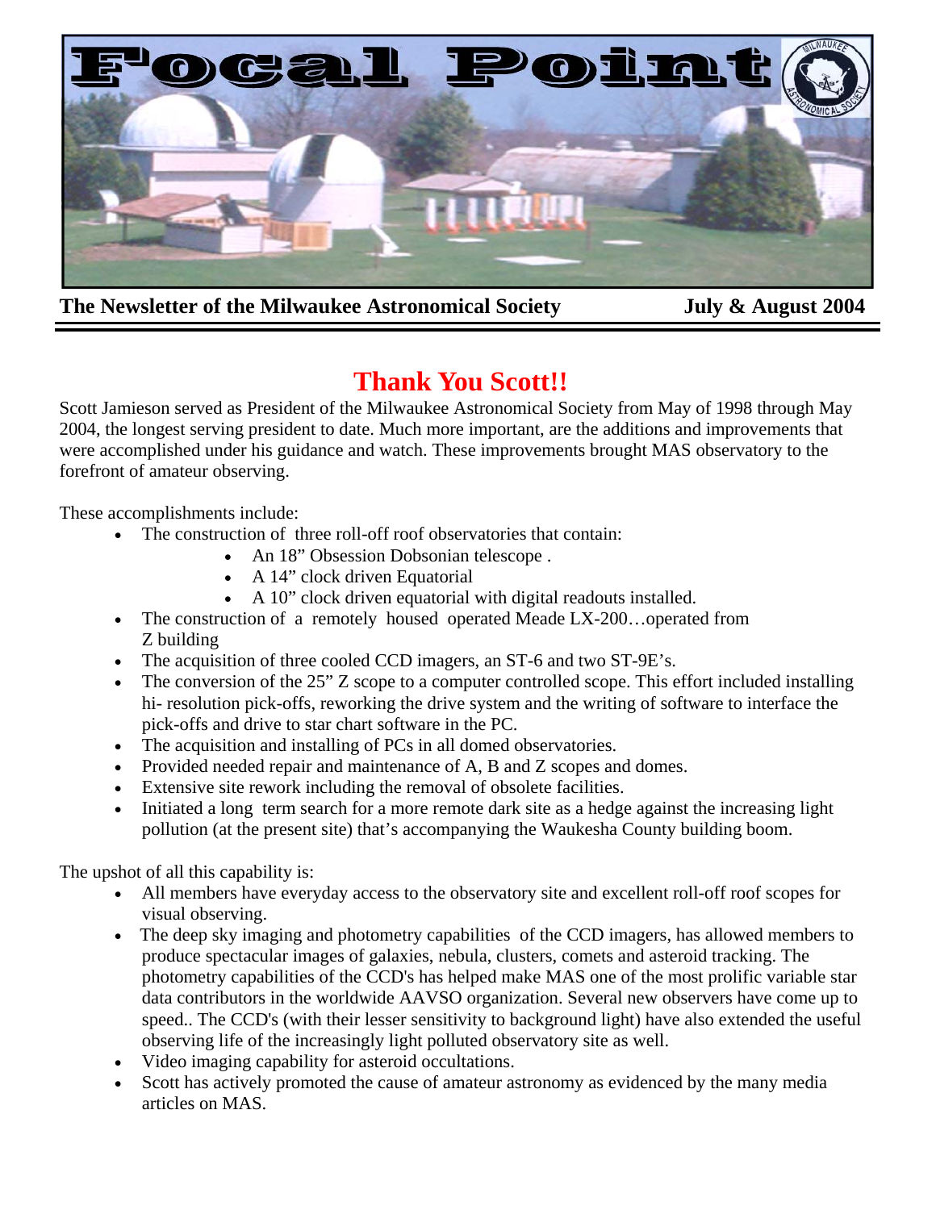# Focal Point

**The Newsletter of the Milwaukee Astronomical Society** **July & August 2004**

## Thank You Scott!!

Scott Jamieson served as President of the Milwaukee Astronomical Society from May of 1998 through May 2004, the longest serving president to date. Much more important, are the additions and improvements that were accomplished under his guidance and watch. These improvements brought MAS observatory to the forefront of amateur observing.

These accomplishments include:

- The construction of three roll-off roof observatories that contain:
  - An 18" Obsession Dobsonian telescope .
  - A 14" clock driven Equatorial
  - A 10" clock driven equatorial with digital readouts installed.
- The construction of a remotely housed operated Meade LX-200…operated from Z building
- The acquisition of three cooled CCD imagers, an ST-6 and two ST-9E's.
- The conversion of the 25" Z scope to a computer controlled scope. This effort included installing hi- resolution pick-offs, reworking the drive system and the writing of software to interface the pick-offs and drive to star chart software in the PC.
- The acquisition and installing of PCs in all domed observatories.
- Provided needed repair and maintenance of A, B and Z scopes and domes.
- Extensive site rework including the removal of obsolete facilities.
- Initiated a long term search for a more remote dark site as a hedge against the increasing light pollution (at the present site) that's accompanying the Waukesha County building boom.

The upshot of all this capability is:

- All members have everyday access to the observatory site and excellent roll-off roof scopes for visual observing.
- The deep sky imaging and photometry capabilities of the CCD imagers, has allowed members to produce spectacular images of galaxies, nebula, clusters, comets and asteroid tracking. The photometry capabilities of the CCD's has helped make MAS one of the most prolific variable star data contributors in the worldwide AAVSO organization. Several new observers have come up to speed.. The CCD's (with their lesser sensitivity to background light) have also extended the useful observing life of the increasingly light polluted observatory site as well.
- Video imaging capability for asteroid occultations.
- Scott has actively promoted the cause of amateur astronomy as evidenced by the many media articles on MAS.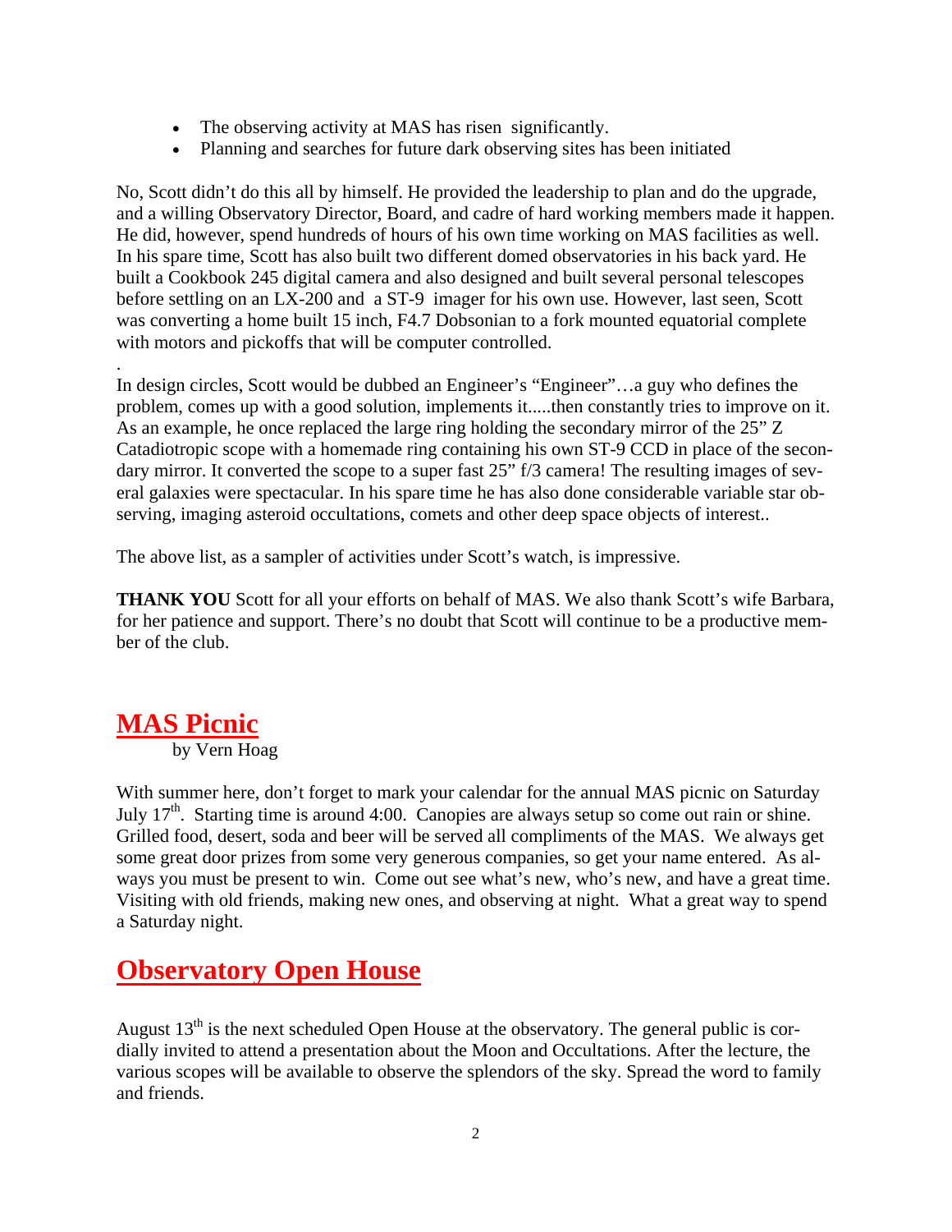- The observing activity at MAS has risen significantly.
- Planning and searches for future dark observing sites has been initiated

No, Scott didn't do this all by himself. He provided the leadership to plan and do the upgrade, and a willing Observatory Director, Board, and cadre of hard working members made it happen. He did, however, spend hundreds of hours of his own time working on MAS facilities as well. In his spare time, Scott has also built two different domed observatories in his back yard. He built a Cookbook 245 digital camera and also designed and built several personal telescopes before settling on an LX-200 and a ST-9 imager for his own use. However, last seen, Scott was converting a home built 15 inch, F4.7 Dobsonian to a fork mounted equatorial complete with motors and pickoffs that will be computer controlled.

.

In design circles, Scott would be dubbed an Engineer's "Engineer"…a guy who defines the problem, comes up with a good solution, implements it.....then constantly tries to improve on it. As an example, he once replaced the large ring holding the secondary mirror of the 25" Z Catadiotropic scope with a homemade ring containing his own ST-9 CCD in place of the secondary mirror. It converted the scope to a super fast 25" f/3 camera! The resulting images of several galaxies were spectacular. In his spare time he has also done considerable variable star observing, imaging asteroid occultations, comets and other deep space objects of interest..

The above list, as a sampler of activities under Scott's watch, is impressive.

**THANK YOU** Scott for all your efforts on behalf of MAS. We also thank Scott's wife Barbara, for her patience and support. There's no doubt that Scott will continue to be a productive member of the club.

## MAS Picnic

by Vern Hoag

With summer here, don't forget to mark your calendar for the annual MAS picnic on Saturday July 17th. Starting time is around 4:00. Canopies are always setup so come out rain or shine. Grilled food, desert, soda and beer will be served all compliments of the MAS. We always get some great door prizes from some very generous companies, so get your name entered. As always you must be present to win. Come out see what's new, who's new, and have a great time. Visiting with old friends, making new ones, and observing at night. What a great way to spend a Saturday night.

## Observatory Open House

August 13th is the next scheduled Open House at the observatory. The general public is cordially invited to attend a presentation about the Moon and Occultations. After the lecture, the various scopes will be available to observe the splendors of the sky. Spread the word to family and friends.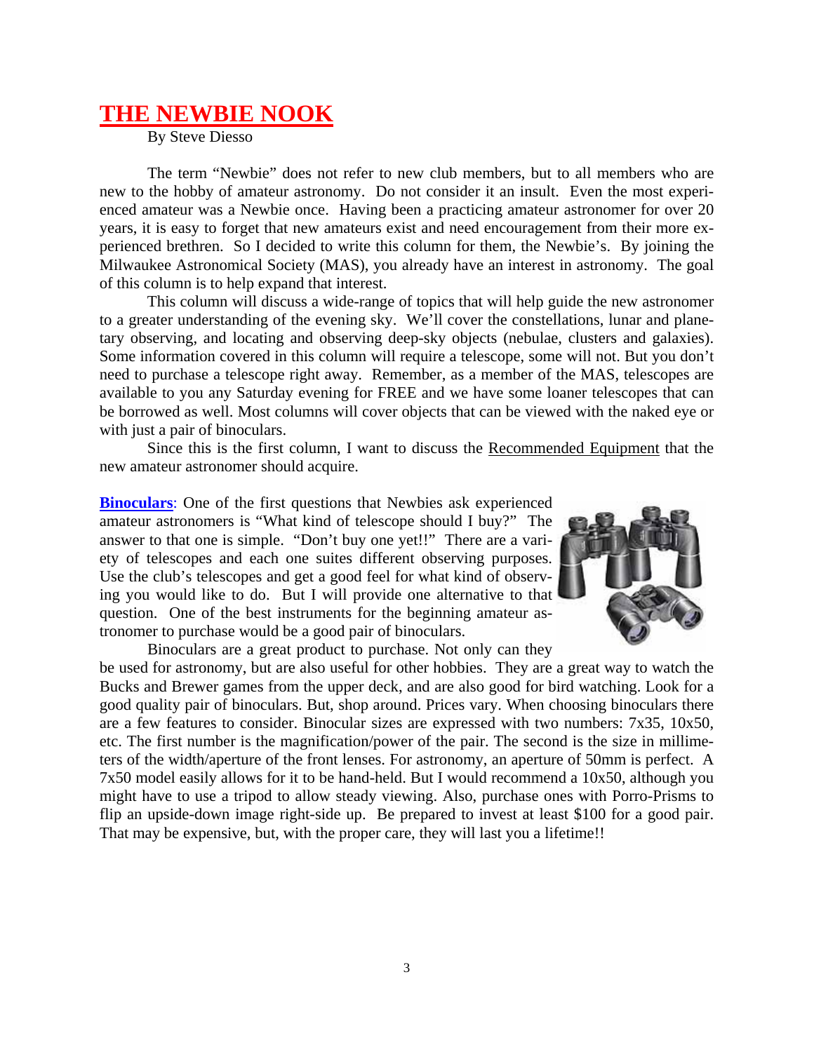# THE NEWBIE NOOK

By Steve Diesso

The term "Newbie" does not refer to new club members, but to all members who are new to the hobby of amateur astronomy. Do not consider it an insult. Even the most experienced amateur was a Newbie once. Having been a practicing amateur astronomer for over 20 years, it is easy to forget that new amateurs exist and need encouragement from their more experienced brethren. So I decided to write this column for them, the Newbie's. By joining the Milwaukee Astronomical Society (MAS), you already have an interest in astronomy. The goal of this column is to help expand that interest.

This column will discuss a wide-range of topics that will help guide the new astronomer to a greater understanding of the evening sky. We'll cover the constellations, lunar and planetary observing, and locating and observing deep-sky objects (nebulae, clusters and galaxies). Some information covered in this column will require a telescope, some will not. But you don't need to purchase a telescope right away. Remember, as a member of the MAS, telescopes are available to you any Saturday evening for FREE and we have some loaner telescopes that can be borrowed as well. Most columns will cover objects that can be viewed with the naked eye or with just a pair of binoculars.

Since this is the first column, I want to discuss the Recommended Equipment that the new amateur astronomer should acquire.

**Binoculars**: One of the first questions that Newbies ask experienced amateur astronomers is "What kind of telescope should I buy?" The answer to that one is simple. "Don't buy one yet!!" There are a variety of telescopes and each one suites different observing purposes. Use the club's telescopes and get a good feel for what kind of observing you would like to do. But I will provide one alternative to that question. One of the best instruments for the beginning amateur astronomer to purchase would be a good pair of binoculars.

Binoculars are a great product to purchase. Not only can they be used for astronomy, but are also useful for other hobbies. They are a great way to watch the Bucks and Brewer games from the upper deck, and are also good for bird watching. Look for a good quality pair of binoculars. But, shop around. Prices vary. When choosing binoculars there are a few features to consider. Binocular sizes are expressed with two numbers: 7x35, 10x50, etc. The first number is the magnification/power of the pair. The second is the size in millimeters of the width/aperture of the front lenses. For astronomy, an aperture of 50mm is perfect. A 7x50 model easily allows for it to be hand-held. But I would recommend a 10x50, although you might have to use a tripod to allow steady viewing. Also, purchase ones with Porro-Prisms to flip an upside-down image right-side up. Be prepared to invest at least $100 for a good pair. That may be expensive, but, with the proper care, they will last you a lifetime!!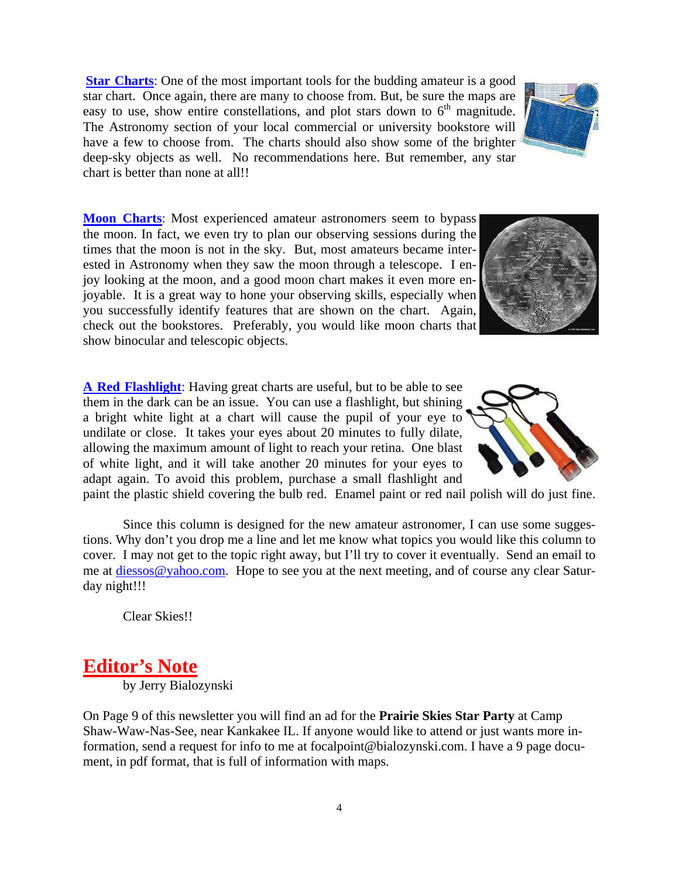**Star Charts**: One of the most important tools for the budding amateur is a good star chart. Once again, there are many to choose from. But, be sure the maps are easy to use, show entire constellations, and plot stars down to 6th magnitude. The Astronomy section of your local commercial or university bookstore will have a few to choose from. The charts should also show some of the brighter deep-sky objects as well. No recommendations here. But remember, any star chart is better than none at all!!

**Moon Charts**: Most experienced amateur astronomers seem to bypass the moon. In fact, we even try to plan our observing sessions during the times that the moon is not in the sky. But, most amateurs became interested in Astronomy when they saw the moon through a telescope. I enjoy looking at the moon, and a good moon chart makes it even more enjoyable. It is a great way to hone your observing skills, especially when you successfully identify features that are shown on the chart. Again, check out the bookstores. Preferably, you would like moon charts that show binocular and telescopic objects.

**A Red Flashlight**: Having great charts are useful, but to be able to see them in the dark can be an issue. You can use a flashlight, but shining a bright white light at a chart will cause the pupil of your eye to undilate or close. It takes your eyes about 20 minutes to fully dilate, allowing the maximum amount of light to reach your retina. One blast of white light, and it will take another 20 minutes for your eyes to adapt again. To avoid this problem, purchase a small flashlight and paint the plastic shield covering the bulb red. Enamel paint or red nail polish will do just fine.

Since this column is designed for the new amateur astronomer, I can use some suggestions. Why don't you drop me a line and let me know what topics you would like this column to cover. I may not get to the topic right away, but I'll try to cover it eventually. Send an email to me at diessos@yahoo.com. Hope to see you at the next meeting, and of course any clear Saturday night!!!

Clear Skies!!

# Editor's Note

by Jerry Bialozynski

On Page 9 of this newsletter you will find an ad for the **Prairie Skies Star Party** at Camp Shaw-Waw-Nas-See, near Kankakee IL. If anyone would like to attend or just wants more information, send a request for info to me at focalpoint@bialozynski.com. I have a 9 page document, in pdf format, that is full of information with maps.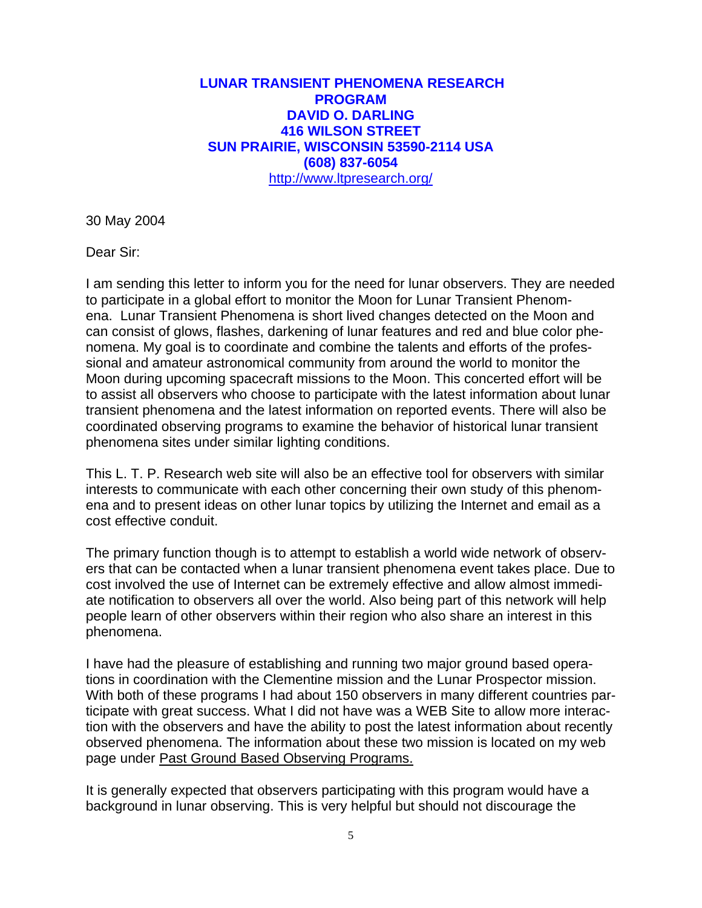**LUNAR TRANSIENT PHENOMENA RESEARCH PROGRAM**
**DAVID O. DARLING**
**416 WILSON STREET**
**SUN PRAIRIE, WISCONSIN 53590-2114 USA**
**(608) 837-6054**
http://www.ltpresearch.org/

30 May 2004

Dear Sir:

I am sending this letter to inform you for the need for lunar observers. They are needed to participate in a global effort to monitor the Moon for Lunar Transient Phenomena. Lunar Transient Phenomena is short lived changes detected on the Moon and can consist of glows, flashes, darkening of lunar features and red and blue color phenomena. My goal is to coordinate and combine the talents and efforts of the professional and amateur astronomical community from around the world to monitor the Moon during upcoming spacecraft missions to the Moon. This concerted effort will be to assist all observers who choose to participate with the latest information about lunar transient phenomena and the latest information on reported events. There will also be coordinated observing programs to examine the behavior of historical lunar transient phenomena sites under similar lighting conditions.

This L. T. P. Research web site will also be an effective tool for observers with similar interests to communicate with each other concerning their own study of this phenomena and to present ideas on other lunar topics by utilizing the Internet and email as a cost effective conduit.

The primary function though is to attempt to establish a world wide network of observers that can be contacted when a lunar transient phenomena event takes place. Due to cost involved the use of Internet can be extremely effective and allow almost immediate notification to observers all over the world. Also being part of this network will help people learn of other observers within their region who also share an interest in this phenomena.

I have had the pleasure of establishing and running two major ground based operations in coordination with the Clementine mission and the Lunar Prospector mission. With both of these programs I had about 150 observers in many different countries participate with great success. What I did not have was a WEB Site to allow more interaction with the observers and have the ability to post the latest information about recently observed phenomena. The information about these two mission is located on my web page under Past Ground Based Observing Programs.

It is generally expected that observers participating with this program would have a background in lunar observing. This is very helpful but should not discourage the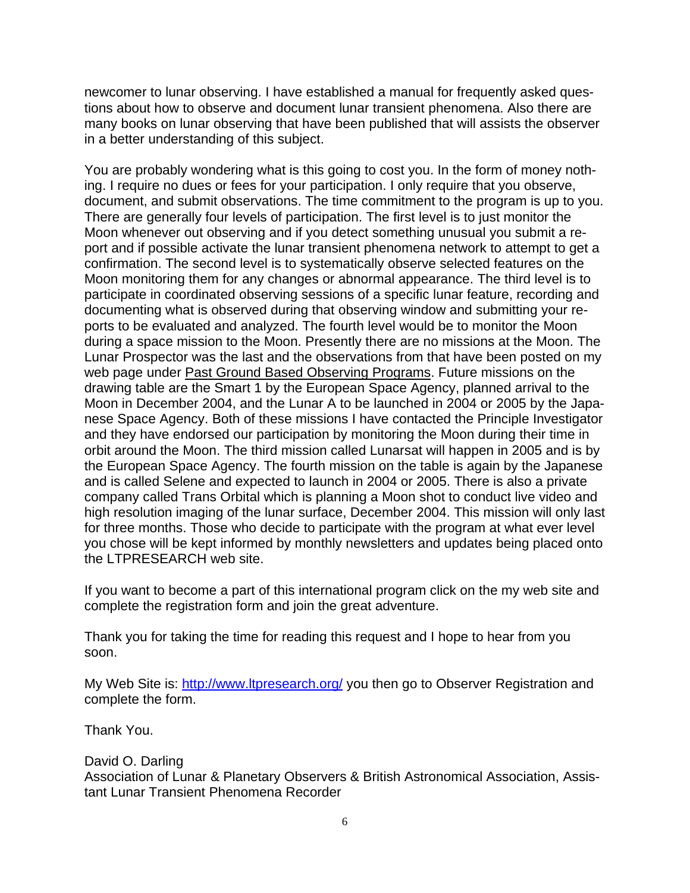newcomer to lunar observing. I have established a manual for frequently asked questions about how to observe and document lunar transient phenomena. Also there are many books on lunar observing that have been published that will assists the observer in a better understanding of this subject.

You are probably wondering what is this going to cost you. In the form of money nothing. I require no dues or fees for your participation. I only require that you observe, document, and submit observations. The time commitment to the program is up to you. There are generally four levels of participation. The first level is to just monitor the Moon whenever out observing and if you detect something unusual you submit a report and if possible activate the lunar transient phenomena network to attempt to get a confirmation. The second level is to systematically observe selected features on the Moon monitoring them for any changes or abnormal appearance. The third level is to participate in coordinated observing sessions of a specific lunar feature, recording and documenting what is observed during that observing window and submitting your reports to be evaluated and analyzed. The fourth level would be to monitor the Moon during a space mission to the Moon. Presently there are no missions at the Moon. The Lunar Prospector was the last and the observations from that have been posted on my web page under Past Ground Based Observing Programs. Future missions on the drawing table are the Smart 1 by the European Space Agency, planned arrival to the Moon in December 2004, and the Lunar A to be launched in 2004 or 2005 by the Japanese Space Agency. Both of these missions I have contacted the Principle Investigator and they have endorsed our participation by monitoring the Moon during their time in orbit around the Moon. The third mission called Lunarsat will happen in 2005 and is by the European Space Agency. The fourth mission on the table is again by the Japanese and is called Selene and expected to launch in 2004 or 2005. There is also a private company called Trans Orbital which is planning a Moon shot to conduct live video and high resolution imaging of the lunar surface, December 2004. This mission will only last for three months. Those who decide to participate with the program at what ever level you chose will be kept informed by monthly newsletters and updates being placed onto the LTPRESEARCH web site.

If you want to become a part of this international program click on the my web site and complete the registration form and join the great adventure.

Thank you for taking the time for reading this request and I hope to hear from you soon.

My Web Site is: http://www.ltpresearch.org/ you then go to Observer Registration and complete the form.

Thank You.

David O. Darling
Association of Lunar & Planetary Observers & British Astronomical Association, Assistant Lunar Transient Phenomena Recorder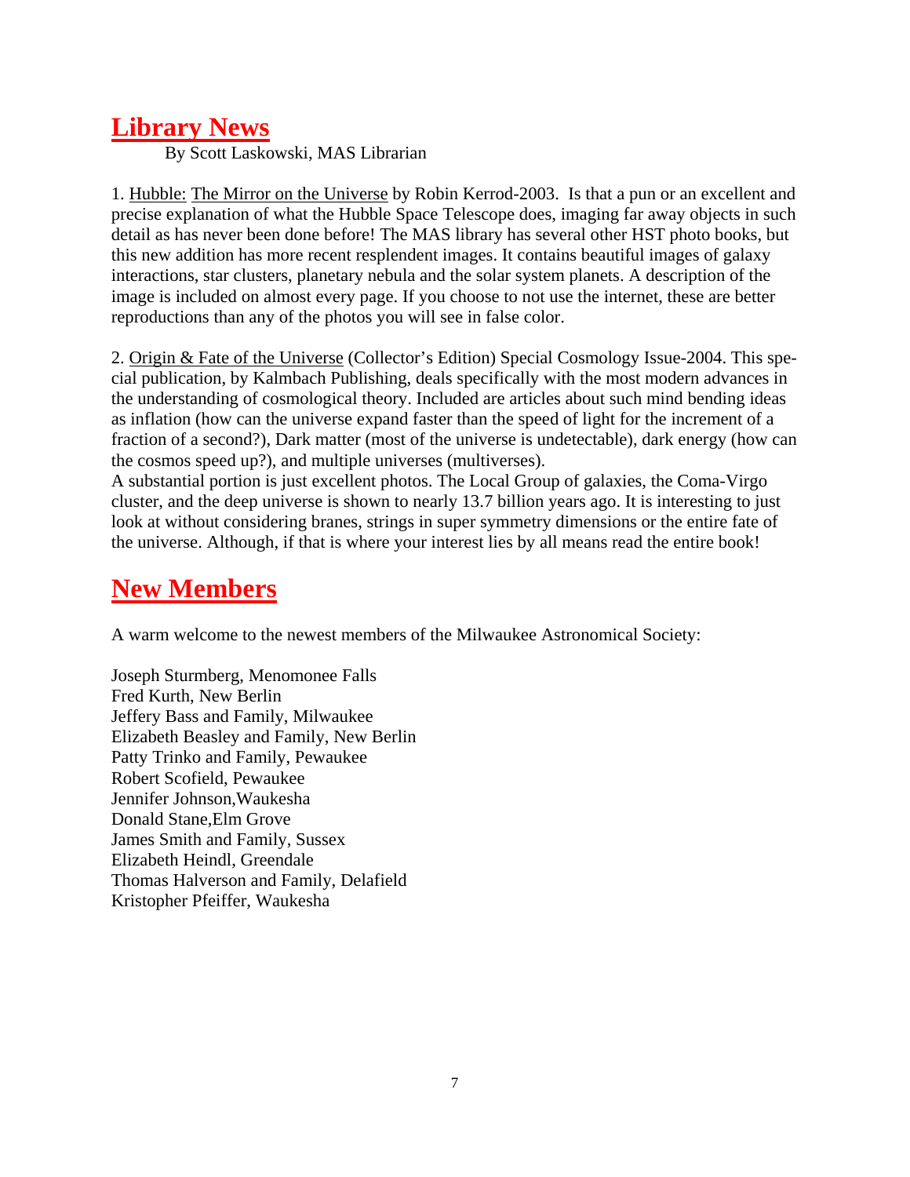## Library News

By Scott Laskowski, MAS Librarian

1. Hubble: The Mirror on the Universe by Robin Kerrod-2003. Is that a pun or an excellent and precise explanation of what the Hubble Space Telescope does, imaging far away objects in such detail as has never been done before! The MAS library has several other HST photo books, but this new addition has more recent resplendent images. It contains beautiful images of galaxy interactions, star clusters, planetary nebula and the solar system planets. A description of the image is included on almost every page. If you choose to not use the internet, these are better reproductions than any of the photos you will see in false color.

2. Origin & Fate of the Universe (Collector's Edition) Special Cosmology Issue-2004. This special publication, by Kalmbach Publishing, deals specifically with the most modern advances in the understanding of cosmological theory. Included are articles about such mind bending ideas as inflation (how can the universe expand faster than the speed of light for the increment of a fraction of a second?), Dark matter (most of the universe is undetectable), dark energy (how can the cosmos speed up?), and multiple universes (multiverses).

A substantial portion is just excellent photos. The Local Group of galaxies, the Coma-Virgo cluster, and the deep universe is shown to nearly 13.7 billion years ago. It is interesting to just look at without considering branes, strings in super symmetry dimensions or the entire fate of the universe. Although, if that is where your interest lies by all means read the entire book!

## New Members

A warm welcome to the newest members of the Milwaukee Astronomical Society:

Joseph Sturmberg, Menomonee Falls
Fred Kurth, New Berlin
Jeffery Bass and Family, Milwaukee
Elizabeth Beasley and Family, New Berlin
Patty Trinko and Family, Pewaukee
Robert Scofield, Pewaukee
Jennifer Johnson,Waukesha
Donald Stane,Elm Grove
James Smith and Family, Sussex
Elizabeth Heindl, Greendale
Thomas Halverson and Family, Delafield
Kristopher Pfeiffer, Waukesha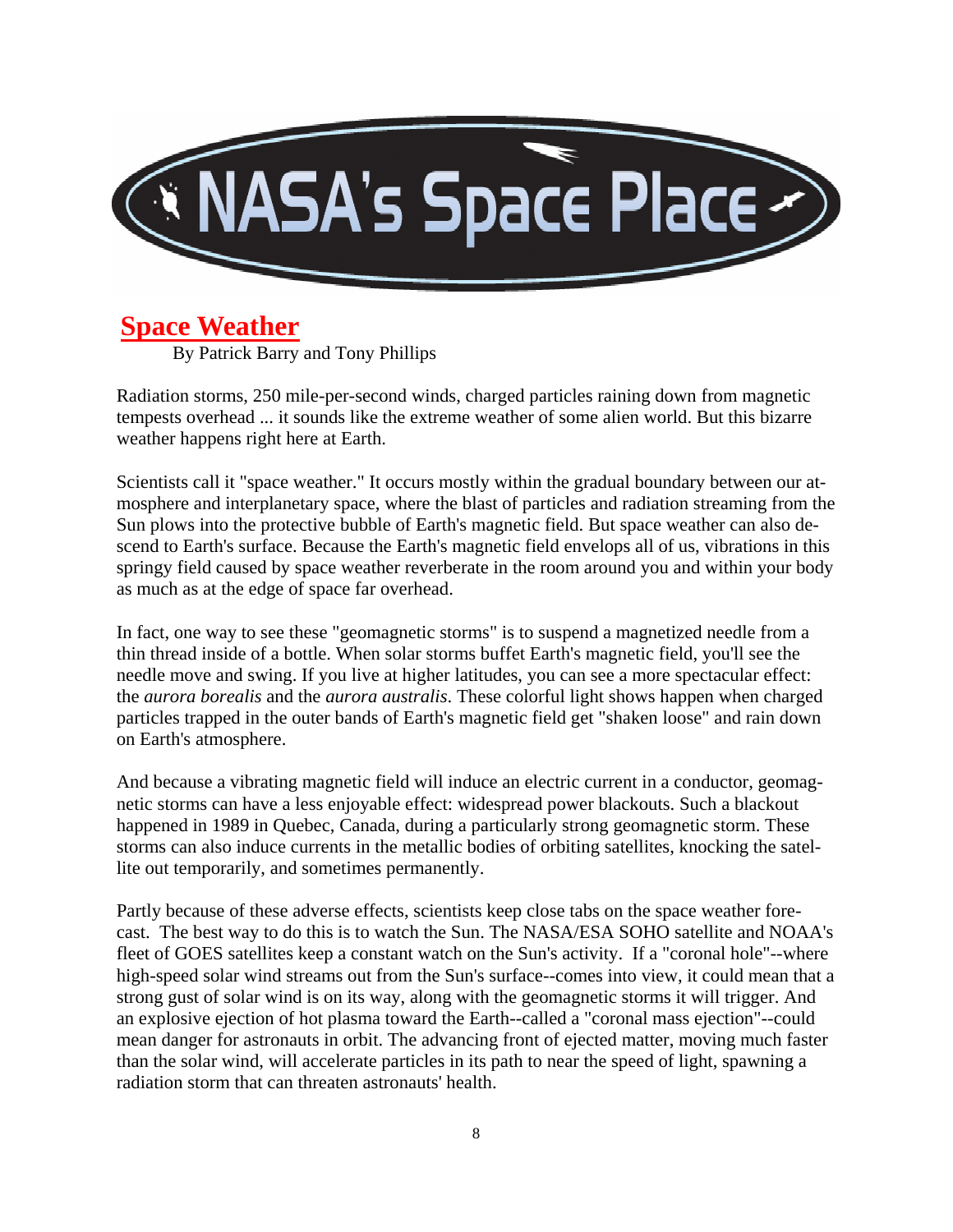# NASA's Space Place

## Space Weather

By Patrick Barry and Tony Phillips

Radiation storms, 250 mile-per-second winds, charged particles raining down from magnetic tempests overhead ... it sounds like the extreme weather of some alien world. But this bizarre weather happens right here at Earth.

Scientists call it "space weather." It occurs mostly within the gradual boundary between our atmosphere and interplanetary space, where the blast of particles and radiation streaming from the Sun plows into the protective bubble of Earth's magnetic field. But space weather can also descend to Earth's surface. Because the Earth's magnetic field envelops all of us, vibrations in this springy field caused by space weather reverberate in the room around you and within your body as much as at the edge of space far overhead.

In fact, one way to see these "geomagnetic storms" is to suspend a magnetized needle from a thin thread inside of a bottle. When solar storms buffet Earth's magnetic field, you'll see the needle move and swing. If you live at higher latitudes, you can see a more spectacular effect: the *aurora borealis* and the *aurora australis*. These colorful light shows happen when charged particles trapped in the outer bands of Earth's magnetic field get "shaken loose" and rain down on Earth's atmosphere.

And because a vibrating magnetic field will induce an electric current in a conductor, geomagnetic storms can have a less enjoyable effect: widespread power blackouts. Such a blackout happened in 1989 in Quebec, Canada, during a particularly strong geomagnetic storm. These storms can also induce currents in the metallic bodies of orbiting satellites, knocking the satellite out temporarily, and sometimes permanently.

Partly because of these adverse effects, scientists keep close tabs on the space weather forecast. The best way to do this is to watch the Sun. The NASA/ESA SOHO satellite and NOAA's fleet of GOES satellites keep a constant watch on the Sun's activity. If a "coronal hole"--where high-speed solar wind streams out from the Sun's surface--comes into view, it could mean that a strong gust of solar wind is on its way, along with the geomagnetic storms it will trigger. And an explosive ejection of hot plasma toward the Earth--called a "coronal mass ejection"--could mean danger for astronauts in orbit. The advancing front of ejected matter, moving much faster than the solar wind, will accelerate particles in its path to near the speed of light, spawning a radiation storm that can threaten astronauts' health.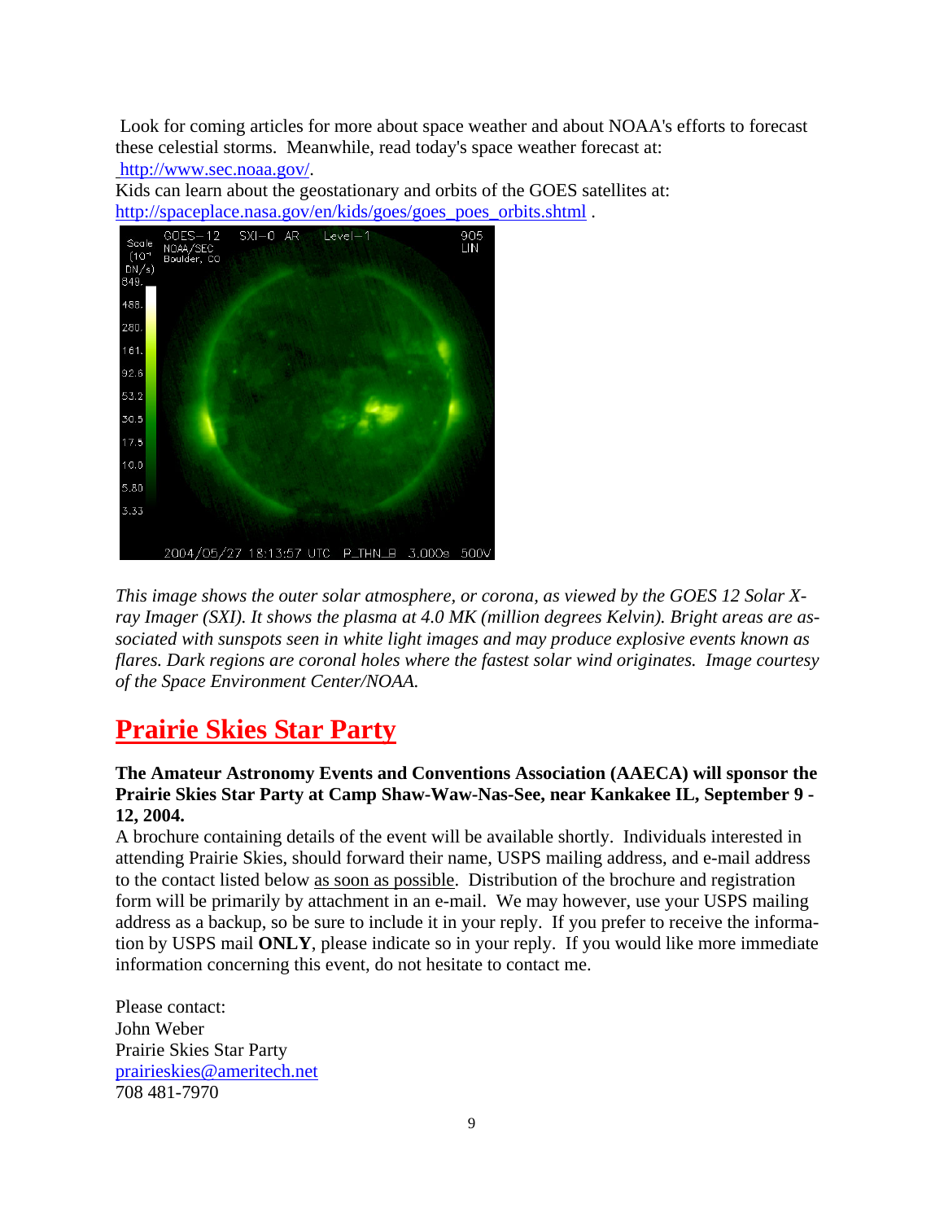Look for coming articles for more about space weather and about NOAA's efforts to forecast these celestial storms. Meanwhile, read today's space weather forecast at: http://www.sec.noaa.gov/.

Kids can learn about the geostationary and orbits of the GOES satellites at: http://spaceplace.nasa.gov/en/kids/goes/goes_poes_orbits.shtml .

*This image shows the outer solar atmosphere, or corona, as viewed by the GOES 12 Solar X-ray Imager (SXI). It shows the plasma at 4.0 MK (million degrees Kelvin). Bright areas are associated with sunspots seen in white light images and may produce explosive events known as flares. Dark regions are coronal holes where the fastest solar wind originates. Image courtesy of the Space Environment Center/NOAA.*

# Prairie Skies Star Party

**The Amateur Astronomy Events and Conventions Association (AAECA) will sponsor the Prairie Skies Star Party at Camp Shaw-Waw-Nas-See, near Kankakee IL, September 9 - 12, 2004.**

A brochure containing details of the event will be available shortly. Individuals interested in attending Prairie Skies, should forward their name, USPS mailing address, and e-mail address to the contact listed below as soon as possible. Distribution of the brochure and registration form will be primarily by attachment in an e-mail. We may however, use your USPS mailing address as a backup, so be sure to include it in your reply. If you prefer to receive the information by USPS mail **ONLY**, please indicate so in your reply. If you would like more immediate information concerning this event, do not hesitate to contact me.

Please contact:
John Weber
Prairie Skies Star Party
prairieskies@ameritech.net
708 481-7970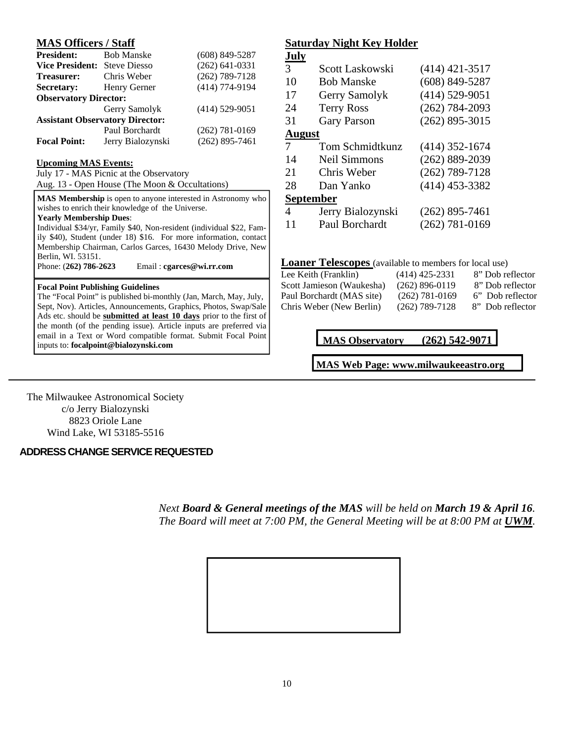## MAS Officers / Staff

| | | |
|---|---|---|
| **President:** | Bob Manske | (608) 849-5287 |
| **Vice President:** | Steve Diesso | (262) 641-0331 |
| **Treasurer:** | Chris Weber | (262) 789-7128 |
| **Secretary:** | Henry Gerner | (414) 774-9194 |
| **Observatory Director:** | | |
| | Gerry Samolyk | (414) 529-9051 |
| **Assistant Observatory Director:** | | |
| | Paul Borchardt | (262) 781-0169 |
| **Focal Point:** | Jerry Bialozynski | (262) 895-7461 |

**Upcoming MAS Events:**

July 17 - MAS Picnic at the Observatory

Aug. 13 - Open House (The Moon & Occultations)

**MAS Membership** is open to anyone interested in Astronomy who wishes to enrich their knowledge of the Universe.

**Yearly Membership Dues**:

Individual $34/yr, Family $40, Non-resident (individual $22, Family $40), Student (under 18) $16. For more information, contact Membership Chairman, Carlos Garces, 16430 Melody Drive, New Berlin, WI. 53151.

Phone: (**262) 786-2623** Email : **cgarces@wi.rr.com**

**Focal Point Publishing Guidelines**

The "Focal Point" is published bi-monthly (Jan, March, May, July, Sept, Nov). Articles, Announcements, Graphics, Photos, Swap/Sale Ads etc. should be **submitted at least 10 days** prior to the first of the month (of the pending issue). Article inputs are preferred via email in a Text or Word compatible format. Submit Focal Point inputs to: **focalpoint@bialozynski.com**

## Saturday Night Key Holder

| | | |
|---|---|---|
| **July** | | |
| 3 | Scott Laskowski | (414) 421-3517 |
| 10 | Bob Manske | (608) 849-5287 |
| 17 | Gerry Samolyk | (414) 529-9051 |
| 24 | Terry Ross | (262) 784-2093 |
| 31 | Gary Parson | (262) 895-3015 |
| **August** | | |
| 7 | Tom Schmidtkunz | (414) 352-1674 |
| 14 | Neil Simmons | (262) 889-2039 |
| 21 | Chris Weber | (262) 789-7128 |
| 28 | Dan Yanko | (414) 453-3382 |
| **September** | | |
| 4 | Jerry Bialozynski | (262) 895-7461 |
| 11 | Paul Borchardt | (262) 781-0169 |

**Loaner Telescopes** (available to members for local use)

| | | |
|---|---|---|
| Lee Keith (Franklin) | (414) 425-2331 | 8" Dob reflector |
| Scott Jamieson (Waukesha) | (262) 896-0119 | 8" Dob reflector |
| Paul Borchardt (MAS site) | (262) 781-0169 | 6" Dob reflector |
| Chris Weber (New Berlin) | (262) 789-7128 | 8" Dob reflector |

**MAS Observatory (262) 542-9071**

**MAS Web Page: www.milwaukeeastro.org**

The Milwaukee Astronomical Society
c/o Jerry Bialozynski
8823 Oriole Lane
Wind Lake, WI 53185-5516

**ADDRESS CHANGE SERVICE REQUESTED**

*Next **Board & General meetings of the MAS** will be held on **March 19 & April 16**. The Board will meet at 7:00 PM, the General Meeting will be at 8:00 PM at **UWM**.*